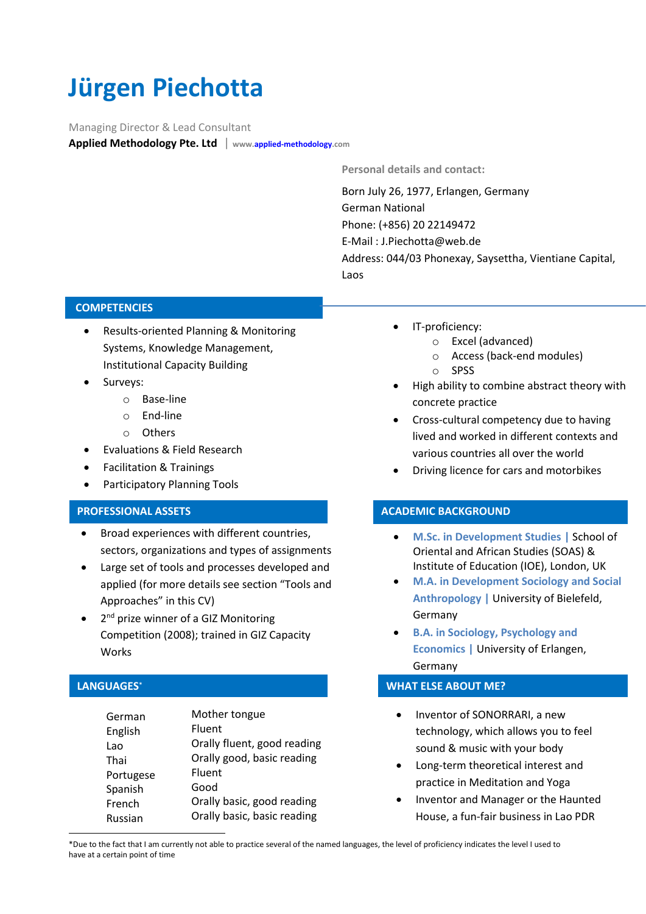# Jürgen Piechotta

Managing Director & Lead Consultant

**Applied Methodology Pte. Ltd** | www.applied-methodology.com

**Personal details and contact:**

Born July 26, 1977, Erlangen, Germany
German National
Phone: (+856) 20 22149472
E-Mail : J.Piechotta@web.de
Address: 044/03 Phonexay, Saysettha, Vientiane Capital, Laos

## COMPETENCIES

- Results-oriented Planning & Monitoring Systems, Knowledge Management, Institutional Capacity Building
- Surveys:
  - Base-line
  - End-line
  - Others
- Evaluations & Field Research
- Facilitation & Trainings
- Participatory Planning Tools
- IT-proficiency:
  - Excel (advanced)
  - Access (back-end modules)
  - SPSS
- High ability to combine abstract theory with concrete practice
- Cross-cultural competency due to having lived and worked in different contexts and various countries all over the world
- Driving licence for cars and motorbikes

## PROFESSIONAL ASSETS

- Broad experiences with different countries, sectors, organizations and types of assignments
- Large set of tools and processes developed and applied (for more details see section "Tools and Approaches" in this CV)
- 2nd prize winner of a GIZ Monitoring Competition (2008); trained in GIZ Capacity Works

## ACADEMIC BACKGROUND

- **M.Sc. in Development Studies** | School of Oriental and African Studies (SOAS) & Institute of Education (IOE), London, UK
- **M.A. in Development Sociology and Social Anthropology** | University of Bielefeld, Germany
- **B.A. in Sociology, Psychology and Economics** | University of Erlangen, Germany

## LANGUAGES*

| Language | Level |
|---|---|
| German | Mother tongue |
| English | Fluent |
| Lao | Orally fluent, good reading |
| Thai | Orally good, basic reading |
| Portugese | Fluent |
| Spanish | Good |
| French | Orally basic, good reading |
| Russian | Orally basic, basic reading |

## WHAT ELSE ABOUT ME?

- Inventor of SONORRARI, a new technology, which allows you to feel sound & music with your body
- Long-term theoretical interest and practice in Meditation and Yoga
- Inventor and Manager or the Haunted House, a fun-fair business in Lao PDR

*Due to the fact that I am currently not able to practice several of the named languages, the level of proficiency indicates the level I used to have at a certain point of time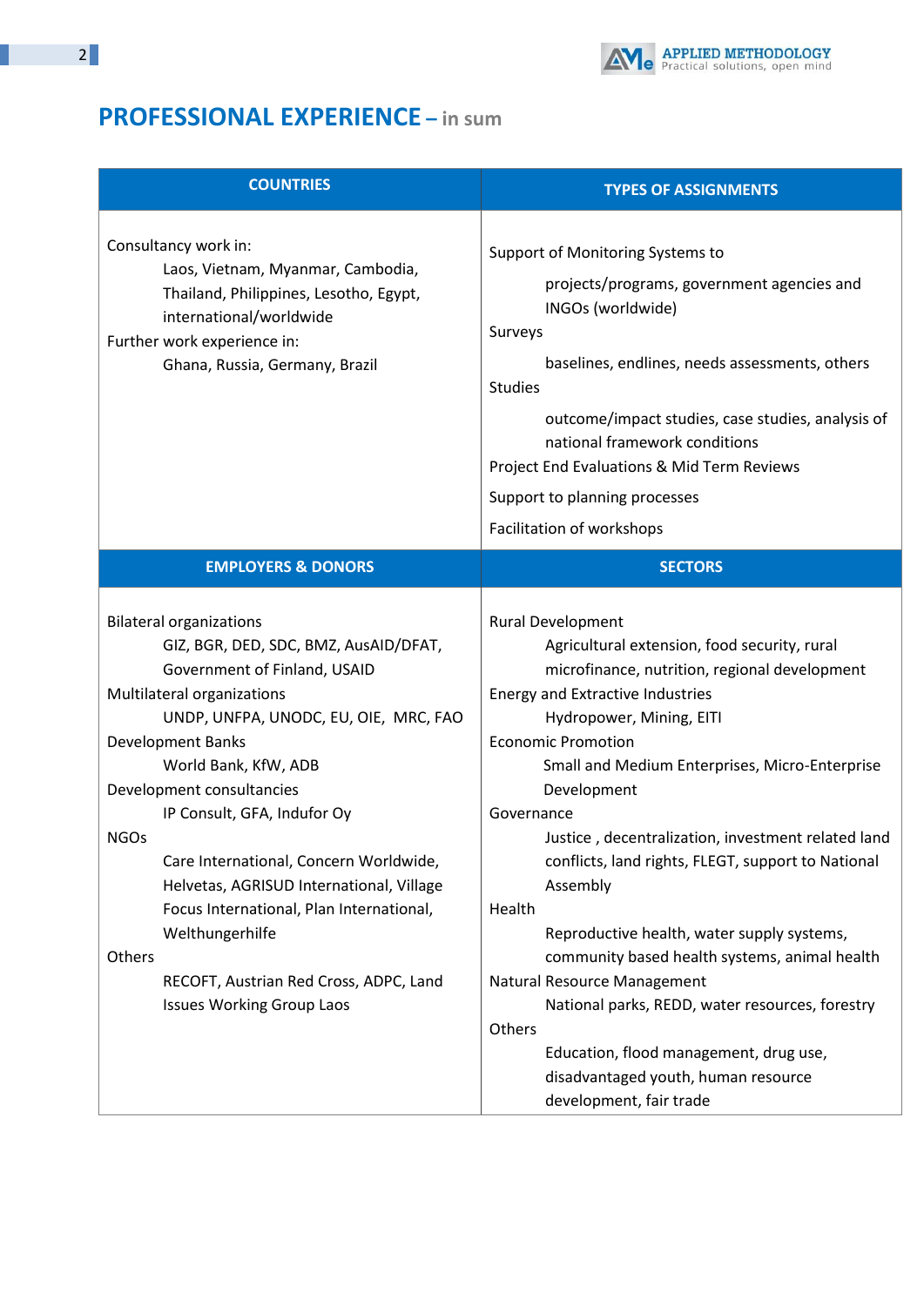# PROFESSIONAL EXPERIENCE – in sum

| COUNTRIES | TYPES OF ASSIGNMENTS |
| --- | --- |
| Consultancy work in:<br>Laos, Vietnam, Myanmar, Cambodia, Thailand, Philippines, Lesotho, Egypt, international/worldwide<br>Further work experience in:<br>Ghana, Russia, Germany, Brazil | Support of Monitoring Systems to<br>projects/programs, government agencies and INGOs (worldwide)<br>Surveys<br>baselines, endlines, needs assessments, others<br>Studies<br>outcome/impact studies, case studies, analysis of national framework conditions<br>Project End Evaluations & Mid Term Reviews<br>Support to planning processes<br>Facilitation of workshops |
| **EMPLOYERS & DONORS** | **SECTORS** |
| Bilateral organizations<br>GIZ, BGR, DED, SDC, BMZ, AusAID/DFAT, Government of Finland, USAID<br>Multilateral organizations<br>UNDP, UNFPA, UNODC, EU, OIE, MRC, FAO<br>Development Banks<br>World Bank, KfW, ADB<br>Development consultancies<br>IP Consult, GFA, Indufor Oy<br>NGOs<br>Care International, Concern Worldwide, Helvetas, AGRISUD International, Village Focus International, Plan International, Welthungerhilfe<br>Others<br>RECOFT, Austrian Red Cross, ADPC, Land Issues Working Group Laos | Rural Development<br>Agricultural extension, food security, rural microfinance, nutrition, regional development<br>Energy and Extractive Industries<br>Hydropower, Mining, EITI<br>Economic Promotion<br>Small and Medium Enterprises, Micro-Enterprise Development<br>Governance<br>Justice , decentralization, investment related land conflicts, land rights, FLEGT, support to National Assembly<br>Health<br>Reproductive health, water supply systems, community based health systems, animal health<br>Natural Resource Management<br>National parks, REDD, water resources, forestry<br>Others<br>Education, flood management, drug use, disadvantaged youth, human resource development, fair trade |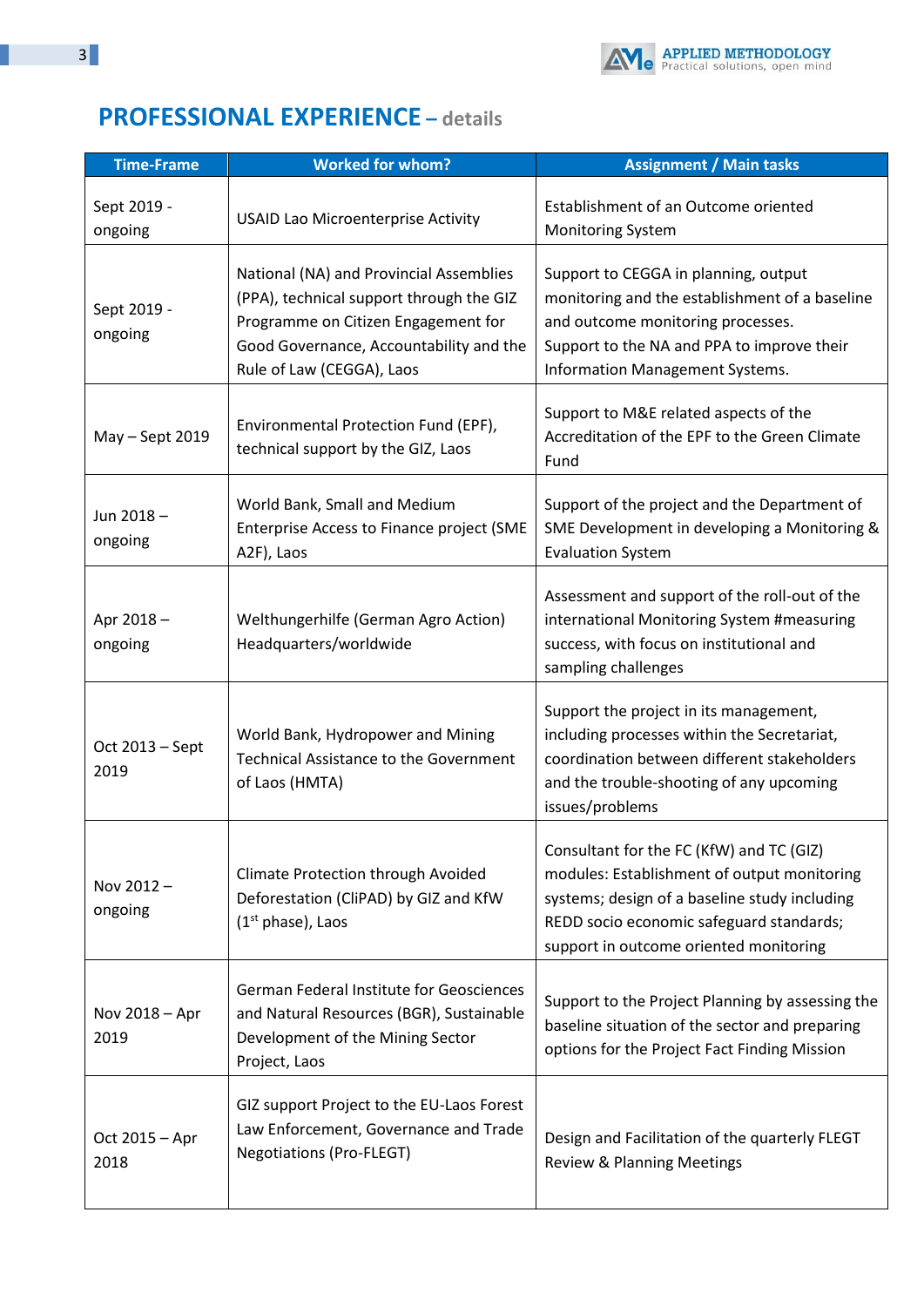## PROFESSIONAL EXPERIENCE – details

| Time-Frame | Worked for whom? | Assignment / Main tasks |
|---|---|---|
| Sept 2019 - ongoing | USAID Lao Microenterprise Activity | Establishment of an Outcome oriented Monitoring System |
| Sept 2019 - ongoing | National (NA) and Provincial Assemblies (PPA), technical support through the GIZ Programme on Citizen Engagement for Good Governance, Accountability and the Rule of Law (CEGGA), Laos | Support to CEGGA in planning, output monitoring and the establishment of a baseline and outcome monitoring processes. Support to the NA and PPA to improve their Information Management Systems. |
| May – Sept 2019 | Environmental Protection Fund (EPF), technical support by the GIZ, Laos | Support to M&E related aspects of the Accreditation of the EPF to the Green Climate Fund |
| Jun 2018 – ongoing | World Bank, Small and Medium Enterprise Access to Finance project (SME A2F), Laos | Support of the project and the Department of SME Development in developing a Monitoring & Evaluation System |
| Apr 2018 – ongoing | Welthungerhilfe (German Agro Action) Headquarters/worldwide | Assessment and support of the roll-out of the international Monitoring System #measuring success, with focus on institutional and sampling challenges |
| Oct 2013 – Sept 2019 | World Bank, Hydropower and Mining Technical Assistance to the Government of Laos (HMTA) | Support the project in its management, including processes within the Secretariat, coordination between different stakeholders and the trouble-shooting of any upcoming issues/problems |
| Nov 2012 – ongoing | Climate Protection through Avoided Deforestation (CliPAD) by GIZ and KfW (1st phase), Laos | Consultant for the FC (KfW) and TC (GIZ) modules: Establishment of output monitoring systems; design of a baseline study including REDD socio economic safeguard standards; support in outcome oriented monitoring |
| Nov 2018 – Apr 2019 | German Federal Institute for Geosciences and Natural Resources (BGR), Sustainable Development of the Mining Sector Project, Laos | Support to the Project Planning by assessing the baseline situation of the sector and preparing options for the Project Fact Finding Mission |
| Oct 2015 – Apr 2018 | GIZ support Project to the EU-Laos Forest Law Enforcement, Governance and Trade Negotiations (Pro-FLEGT) | Design and Facilitation of the quarterly FLEGT Review & Planning Meetings |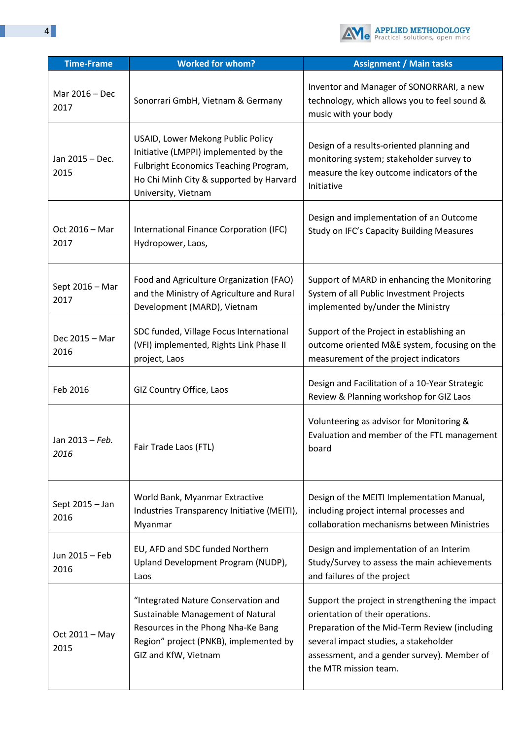| Time-Frame | Worked for whom? | Assignment / Main tasks |
| --- | --- | --- |
| Mar 2016 – Dec 2017 | Sonorrari GmbH, Vietnam & Germany | Inventor and Manager of SONORRARI, a new technology, which allows you to feel sound & music with your body |
| Jan 2015 – Dec. 2015 | USAID, Lower Mekong Public Policy Initiative (LMPPI) implemented by the Fulbright Economics Teaching Program, Ho Chi Minh City & supported by Harvard University, Vietnam | Design of a results-oriented planning and monitoring system; stakeholder survey to measure the key outcome indicators of the Initiative |
| Oct 2016 – Mar 2017 | International Finance Corporation (IFC) Hydropower, Laos, | Design and implementation of an Outcome Study on IFC's Capacity Building Measures |
| Sept 2016 – Mar 2017 | Food and Agriculture Organization (FAO) and the Ministry of Agriculture and Rural Development (MARD), Vietnam | Support of MARD in enhancing the Monitoring System of all Public Investment Projects implemented by/under the Ministry |
| Dec 2015 – Mar 2016 | SDC funded, Village Focus International (VFI) implemented, Rights Link Phase II project, Laos | Support of the Project in establishing an outcome oriented M&E system, focusing on the measurement of the project indicators |
| Feb 2016 | GIZ Country Office, Laos | Design and Facilitation of a 10-Year Strategic Review & Planning workshop for GIZ Laos |
| Jan 2013 – *Feb. 2016* | Fair Trade Laos (FTL) | Volunteering as advisor for Monitoring & Evaluation and member of the FTL management board |
| Sept 2015 – Jan 2016 | World Bank, Myanmar Extractive Industries Transparency Initiative (MEITI), Myanmar | Design of the MEITI Implementation Manual, including project internal processes and collaboration mechanisms between Ministries |
| Jun 2015 – Feb 2016 | EU, AFD and SDC funded Northern Upland Development Program (NUDP), Laos | Design and implementation of an Interim Study/Survey to assess the main achievements and failures of the project |
| Oct 2011 – May 2015 | "Integrated Nature Conservation and Sustainable Management of Natural Resources in the Phong Nha-Ke Bang Region" project (PNKB), implemented by GIZ and KfW, Vietnam | Support the project in strengthening the impact orientation of their operations. Preparation of the Mid-Term Review (including several impact studies, a stakeholder assessment, and a gender survey). Member of the MTR mission team. |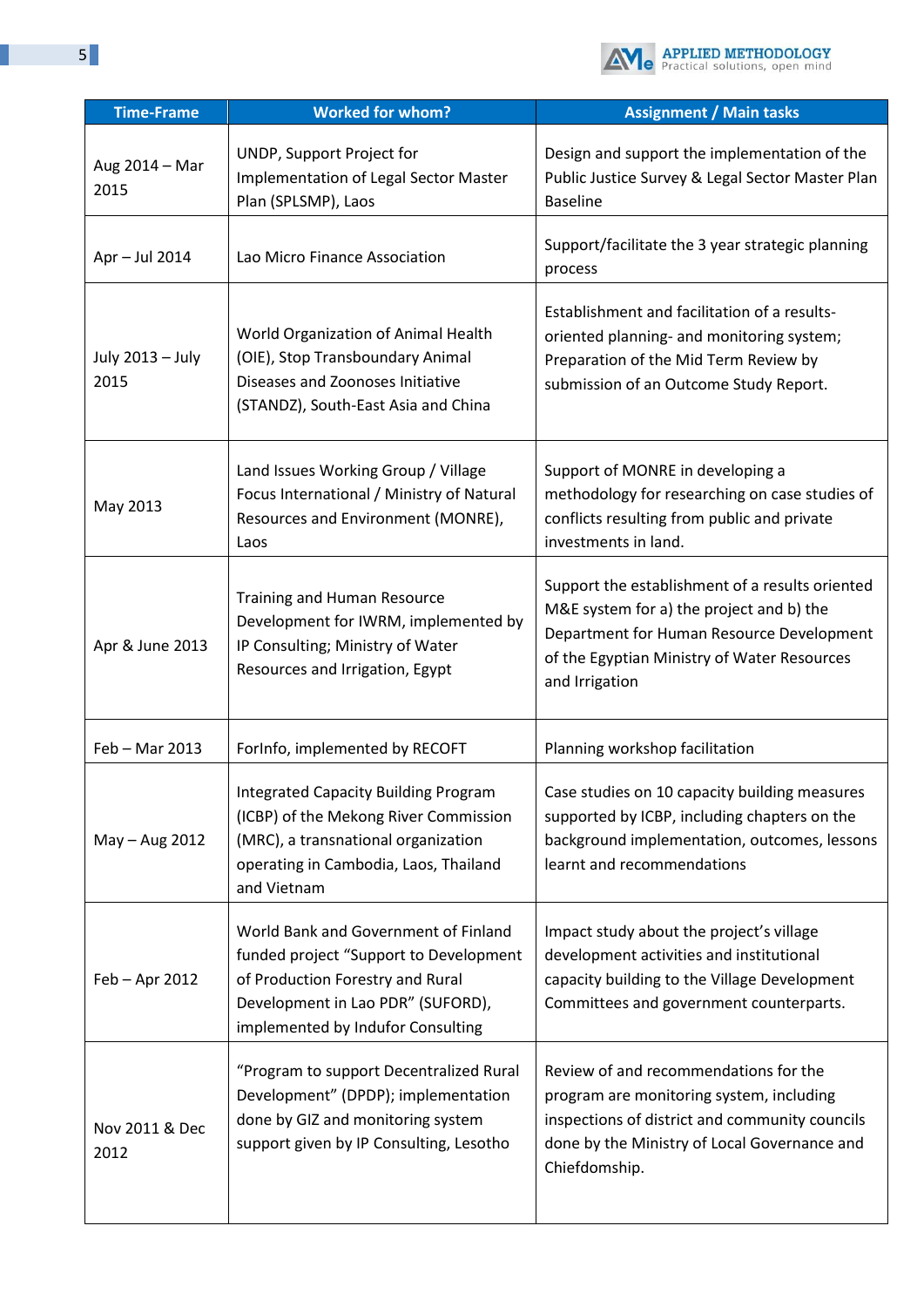| Time-Frame | Worked for whom? | Assignment / Main tasks |
|---|---|---|
| Aug 2014 – Mar 2015 | UNDP, Support Project for Implementation of Legal Sector Master Plan (SPLSMP), Laos | Design and support the implementation of the Public Justice Survey & Legal Sector Master Plan Baseline |
| Apr – Jul 2014 | Lao Micro Finance Association | Support/facilitate the 3 year strategic planning process |
| July 2013 – July 2015 | World Organization of Animal Health (OIE), Stop Transboundary Animal Diseases and Zoonoses Initiative (STANDZ), South-East Asia and China | Establishment and facilitation of a results-oriented planning- and monitoring system; Preparation of the Mid Term Review by submission of an Outcome Study Report. |
| May 2013 | Land Issues Working Group / Village Focus International / Ministry of Natural Resources and Environment (MONRE), Laos | Support of MONRE in developing a methodology for researching on case studies of conflicts resulting from public and private investments in land. |
| Apr & June 2013 | Training and Human Resource Development for IWRM, implemented by IP Consulting; Ministry of Water Resources and Irrigation, Egypt | Support the establishment of a results oriented M&E system for a) the project and b) the Department for Human Resource Development of the Egyptian Ministry of Water Resources and Irrigation |
| Feb – Mar 2013 | ForInfo, implemented by RECOFT | Planning workshop facilitation |
| May – Aug 2012 | Integrated Capacity Building Program (ICBP) of the Mekong River Commission (MRC), a transnational organization operating in Cambodia, Laos, Thailand and Vietnam | Case studies on 10 capacity building measures supported by ICBP, including chapters on the background implementation, outcomes, lessons learnt and recommendations |
| Feb – Apr 2012 | World Bank and Government of Finland funded project "Support to Development of Production Forestry and Rural Development in Lao PDR" (SUFORD), implemented by Indufor Consulting | Impact study about the project's village development activities and institutional capacity building to the Village Development Committees and government counterparts. |
| Nov 2011 & Dec 2012 | "Program to support Decentralized Rural Development" (DPDP); implementation done by GIZ and monitoring system support given by IP Consulting, Lesotho | Review of and recommendations for the program are monitoring system, including inspections of district and community councils done by the Ministry of Local Governance and Chiefdomship. |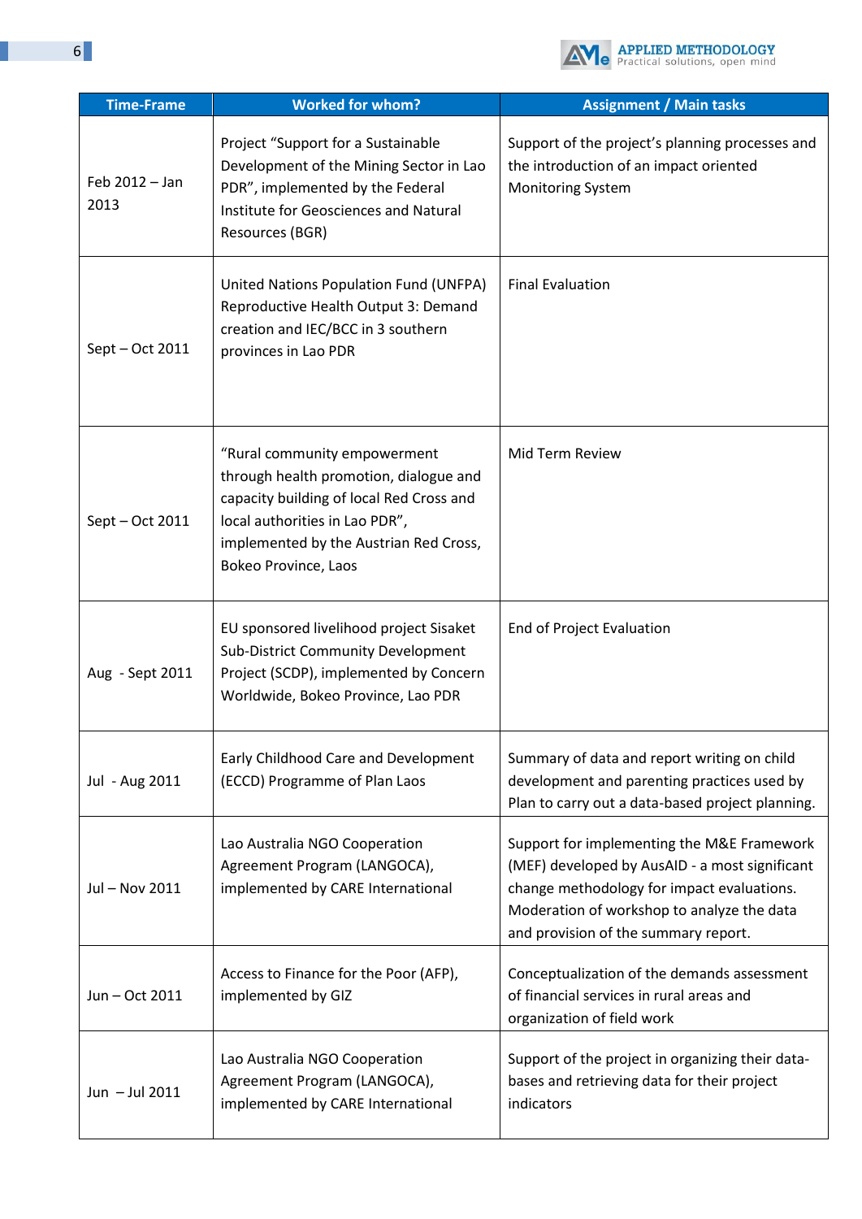| Time-Frame | Worked for whom? | Assignment / Main tasks |
|---|---|---|
| Feb 2012 – Jan 2013 | Project "Support for a Sustainable Development of the Mining Sector in Lao PDR", implemented by the Federal Institute for Geosciences and Natural Resources (BGR) | Support of the project's planning processes and the introduction of an impact oriented Monitoring System |
| Sept – Oct 2011 | United Nations Population Fund (UNFPA) Reproductive Health Output 3: Demand creation and IEC/BCC in 3 southern provinces in Lao PDR | Final Evaluation |
| Sept – Oct 2011 | "Rural community empowerment through health promotion, dialogue and capacity building of local Red Cross and local authorities in Lao PDR", implemented by the Austrian Red Cross, Bokeo Province, Laos | Mid Term Review |
| Aug - Sept 2011 | EU sponsored livelihood project Sisaket Sub-District Community Development Project (SCDP), implemented by Concern Worldwide, Bokeo Province, Lao PDR | End of Project Evaluation |
| Jul - Aug 2011 | Early Childhood Care and Development (ECCD) Programme of Plan Laos | Summary of data and report writing on child development and parenting practices used by Plan to carry out a data-based project planning. |
| Jul – Nov 2011 | Lao Australia NGO Cooperation Agreement Program (LANGOCA), implemented by CARE International | Support for implementing the M&E Framework (MEF) developed by AusAID - a most significant change methodology for impact evaluations. Moderation of workshop to analyze the data and provision of the summary report. |
| Jun – Oct 2011 | Access to Finance for the Poor (AFP), implemented by GIZ | Conceptualization of the demands assessment of financial services in rural areas and organization of field work |
| Jun – Jul 2011 | Lao Australia NGO Cooperation Agreement Program (LANGOCA), implemented by CARE International | Support of the project in organizing their data-bases and retrieving data for their project indicators |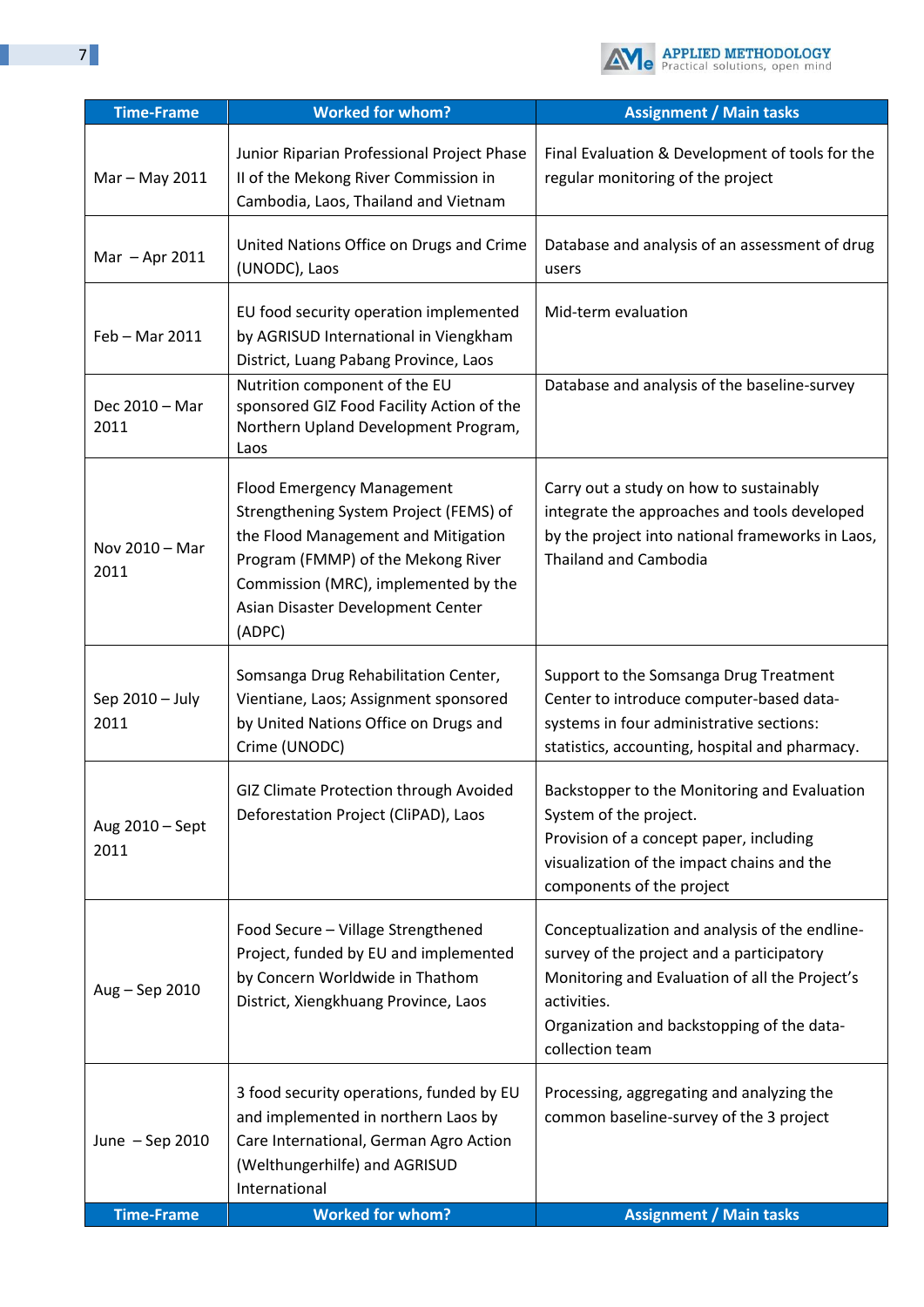| Time-Frame | Worked for whom? | Assignment / Main tasks |
|---|---|---|
| Mar – May 2011 | Junior Riparian Professional Project Phase II of the Mekong River Commission in Cambodia, Laos, Thailand and Vietnam | Final Evaluation & Development of tools for the regular monitoring of the project |
| Mar – Apr 2011 | United Nations Office on Drugs and Crime (UNODC), Laos | Database and analysis of an assessment of drug users |
| Feb – Mar 2011 | EU food security operation implemented by AGRISUD International in Viengkham District, Luang Pabang Province, Laos | Mid-term evaluation |
| Dec 2010 – Mar 2011 | Nutrition component of the EU sponsored GIZ Food Facility Action of the Northern Upland Development Program, Laos | Database and analysis of the baseline-survey |
| Nov 2010 – Mar 2011 | Flood Emergency Management Strengthening System Project (FEMS) of the Flood Management and Mitigation Program (FMMP) of the Mekong River Commission (MRC), implemented by the Asian Disaster Development Center (ADPC) | Carry out a study on how to sustainably integrate the approaches and tools developed by the project into national frameworks in Laos, Thailand and Cambodia |
| Sep 2010 – July 2011 | Somsanga Drug Rehabilitation Center, Vientiane, Laos; Assignment sponsored by United Nations Office on Drugs and Crime (UNODC) | Support to the Somsanga Drug Treatment Center to introduce computer-based data-systems in four administrative sections: statistics, accounting, hospital and pharmacy. |
| Aug 2010 – Sept 2011 | GIZ Climate Protection through Avoided Deforestation Project (CliPAD), Laos | Backstopper to the Monitoring and Evaluation System of the project.<br>Provision of a concept paper, including visualization of the impact chains and the components of the project |
| Aug – Sep 2010 | Food Secure – Village Strengthened Project, funded by EU and implemented by Concern Worldwide in Thathom District, Xiengkhuang Province, Laos | Conceptualization and analysis of the endline-survey of the project and a participatory Monitoring and Evaluation of all the Project's activities.<br>Organization and backstopping of the data-collection team |
| June – Sep 2010 | 3 food security operations, funded by EU and implemented in northern Laos by Care International, German Agro Action (Welthungerhilfe) and AGRISUD International | Processing, aggregating and analyzing the common baseline-survey of the 3 project |
| **Time-Frame** | **Worked for whom?** | **Assignment / Main tasks** |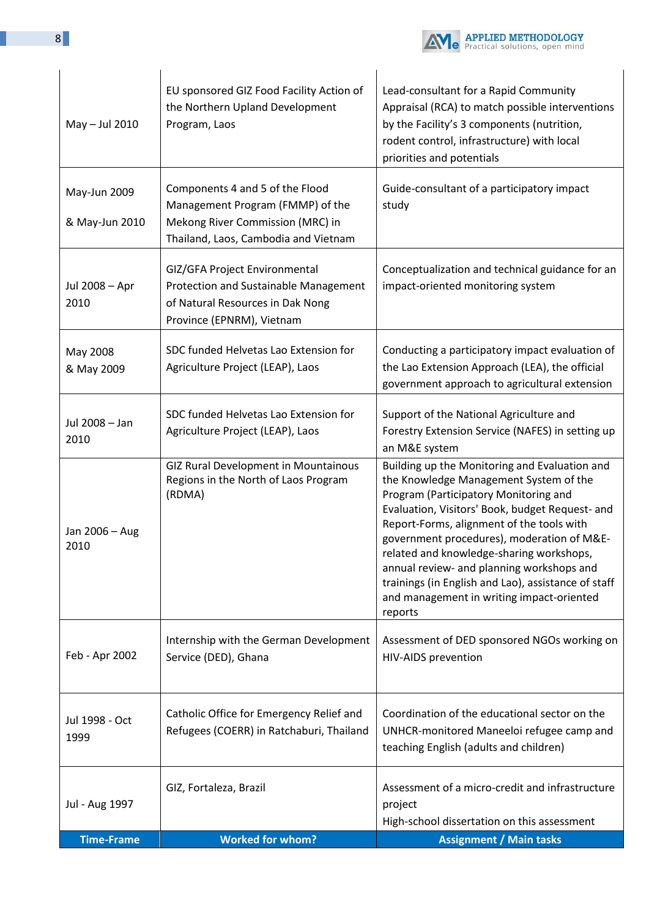| Time-Frame | Worked for whom? | Assignment / Main tasks |
|---|---|---|
| May – Jul 2010 | EU sponsored GIZ Food Facility Action of the Northern Upland Development Program, Laos | Lead-consultant for a Rapid Community Appraisal (RCA) to match possible interventions by the Facility's 3 components (nutrition, rodent control, infrastructure) with local priorities and potentials |
| May-Jun 2009 & May-Jun 2010 | Components 4 and 5 of the Flood Management Program (FMMP) of the Mekong River Commission (MRC) in Thailand, Laos, Cambodia and Vietnam | Guide-consultant of a participatory impact study |
| Jul 2008 – Apr 2010 | GIZ/GFA Project Environmental Protection and Sustainable Management of Natural Resources in Dak Nong Province (EPNRM), Vietnam | Conceptualization and technical guidance for an impact-oriented monitoring system |
| May 2008 & May 2009 | SDC funded Helvetas Lao Extension for Agriculture Project (LEAP), Laos | Conducting a participatory impact evaluation of the Lao Extension Approach (LEA), the official government approach to agricultural extension |
| Jul 2008 – Jan 2010 | SDC funded Helvetas Lao Extension for Agriculture Project (LEAP), Laos | Support of the National Agriculture and Forestry Extension Service (NAFES) in setting up an M&E system |
| Jan 2006 – Aug 2010 | GIZ Rural Development in Mountainous Regions in the North of Laos Program (RDMA) | Building up the Monitoring and Evaluation and the Knowledge Management System of the Program (Participatory Monitoring and Evaluation, Visitors' Book, budget Request- and Report-Forms, alignment of the tools with government procedures), moderation of M&E-related and knowledge-sharing workshops, annual review- and planning workshops and trainings (in English and Lao), assistance of staff and management in writing impact-oriented reports |
| Feb - Apr 2002 | Internship with the German Development Service (DED), Ghana | Assessment of DED sponsored NGOs working on HIV-AIDS prevention |
| Jul 1998 - Oct 1999 | Catholic Office for Emergency Relief and Refugees (COERR) in Ratchaburi, Thailand | Coordination of the educational sector on the UNHCR-monitored Maneeloi refugee camp and teaching English (adults and children) |
| Jul - Aug 1997 | GIZ, Fortaleza, Brazil | Assessment of a micro-credit and infrastructure project<br>High-school dissertation on this assessment |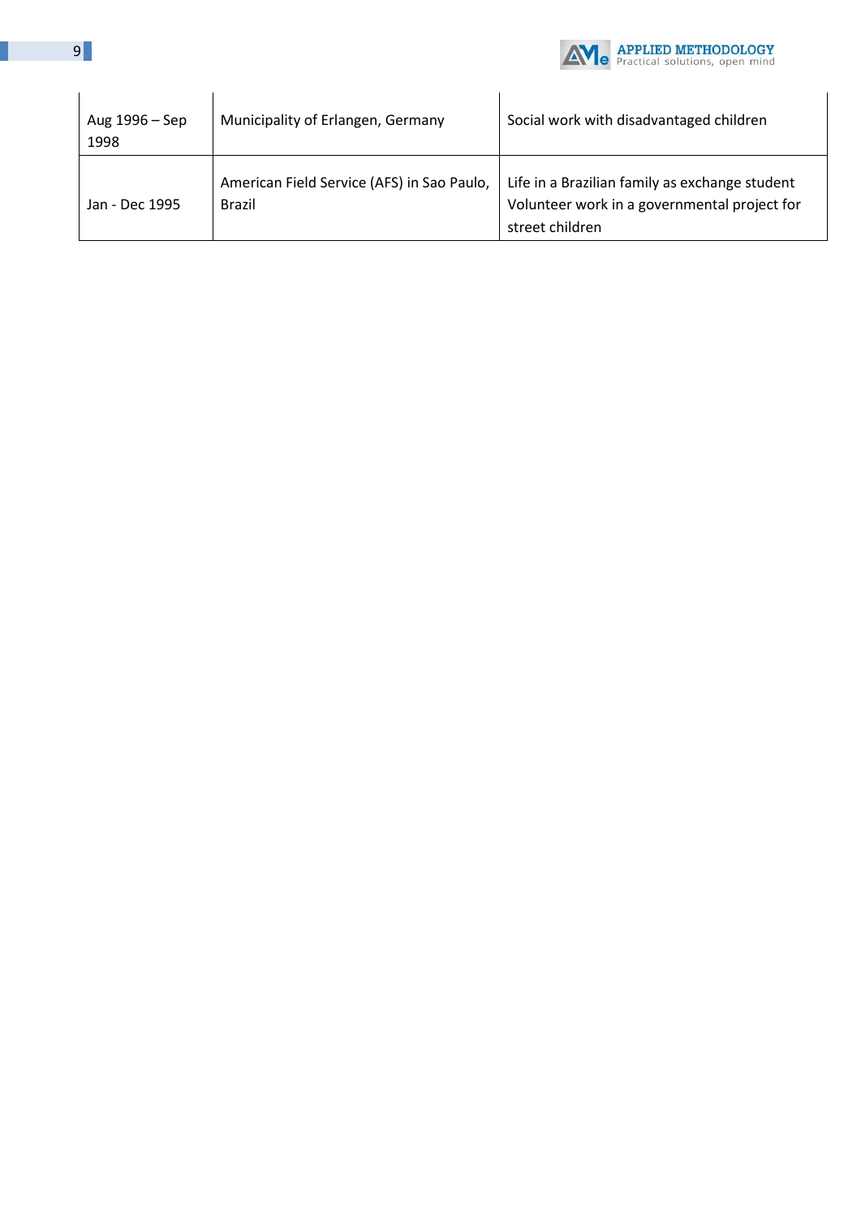| | | |
|---|---|---|
| Aug 1996 – Sep 1998 | Municipality of Erlangen, Germany | Social work with disadvantaged children |
| Jan - Dec 1995 | American Field Service (AFS) in Sao Paulo, Brazil | Life in a Brazilian family as exchange student<br>Volunteer work in a governmental project for street children |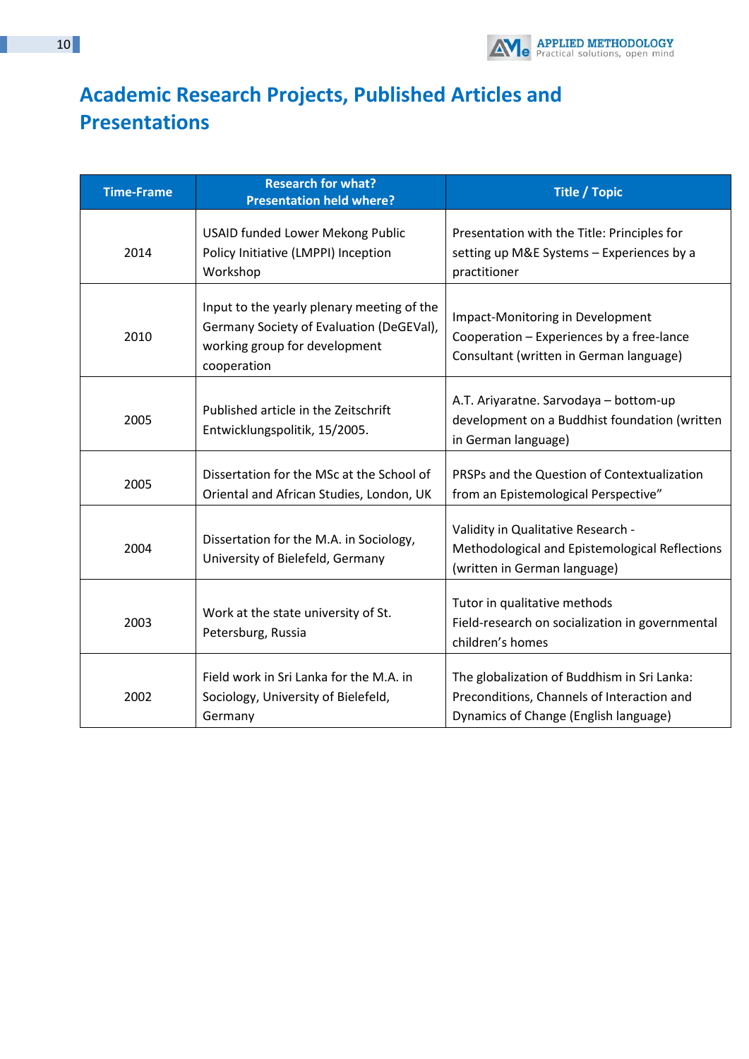# Academic Research Projects, Published Articles and Presentations

| Time-Frame | Research for what? Presentation held where? | Title / Topic |
|---|---|---|
| 2014 | USAID funded Lower Mekong Public Policy Initiative (LMPPI) Inception Workshop | Presentation with the Title: Principles for setting up M&E Systems – Experiences by a practitioner |
| 2010 | Input to the yearly plenary meeting of the Germany Society of Evaluation (DeGEVal), working group for development cooperation | Impact-Monitoring in Development Cooperation – Experiences by a free-lance Consultant (written in German language) |
| 2005 | Published article in the Zeitschrift Entwicklungspolitik, 15/2005. | A.T. Ariyaratne. Sarvodaya – bottom-up development on a Buddhist foundation (written in German language) |
| 2005 | Dissertation for the MSc at the School of Oriental and African Studies, London, UK | PRSPs and the Question of Contextualization from an Epistemological Perspective" |
| 2004 | Dissertation for the M.A. in Sociology, University of Bielefeld, Germany | Validity in Qualitative Research - Methodological and Epistemological Reflections (written in German language) |
| 2003 | Work at the state university of St. Petersburg, Russia | Tutor in qualitative methods<br>Field-research on socialization in governmental children's homes |
| 2002 | Field work in Sri Lanka for the M.A. in Sociology, University of Bielefeld, Germany | The globalization of Buddhism in Sri Lanka: Preconditions, Channels of Interaction and Dynamics of Change (English language) |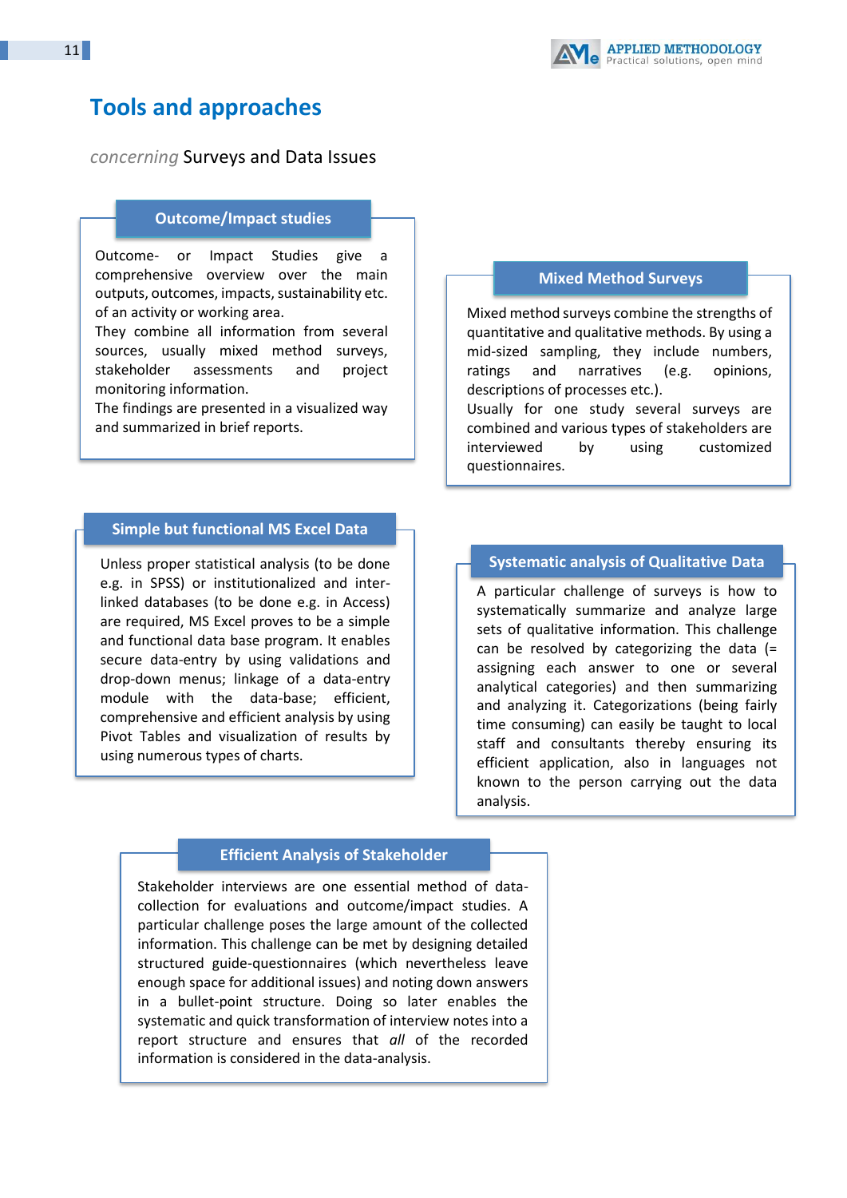# Tools and approaches

*concerning* Surveys and Data Issues

### Outcome/Impact studies

Outcome- or Impact Studies give a comprehensive overview over the main outputs, outcomes, impacts, sustainability etc. of an activity or working area.
They combine all information from several sources, usually mixed method surveys, stakeholder assessments and project monitoring information.
The findings are presented in a visualized way and summarized in brief reports.

### Mixed Method Surveys

Mixed method surveys combine the strengths of quantitative and qualitative methods. By using a mid-sized sampling, they include numbers, ratings and narratives (e.g. opinions, descriptions of processes etc.).
Usually for one study several surveys are combined and various types of stakeholders are interviewed by using customized questionnaires.

### Simple but functional MS Excel Data

Unless proper statistical analysis (to be done e.g. in SPSS) or institutionalized and inter-linked databases (to be done e.g. in Access) are required, MS Excel proves to be a simple and functional data base program. It enables secure data-entry by using validations and drop-down menus; linkage of a data-entry module with the data-base; efficient, comprehensive and efficient analysis by using Pivot Tables and visualization of results by using numerous types of charts.

### Systematic analysis of Qualitative Data

A particular challenge of surveys is how to systematically summarize and analyze large sets of qualitative information. This challenge can be resolved by categorizing the data (= assigning each answer to one or several analytical categories) and then summarizing and analyzing it. Categorizations (being fairly time consuming) can easily be taught to local staff and consultants thereby ensuring its efficient application, also in languages not known to the person carrying out the data analysis.

### Efficient Analysis of Stakeholder

Stakeholder interviews are one essential method of data-collection for evaluations and outcome/impact studies. A particular challenge poses the large amount of the collected information. This challenge can be met by designing detailed structured guide-questionnaires (which nevertheless leave enough space for additional issues) and noting down answers in a bullet-point structure. Doing so later enables the systematic and quick transformation of interview notes into a report structure and ensures that *all* of the recorded information is considered in the data-analysis.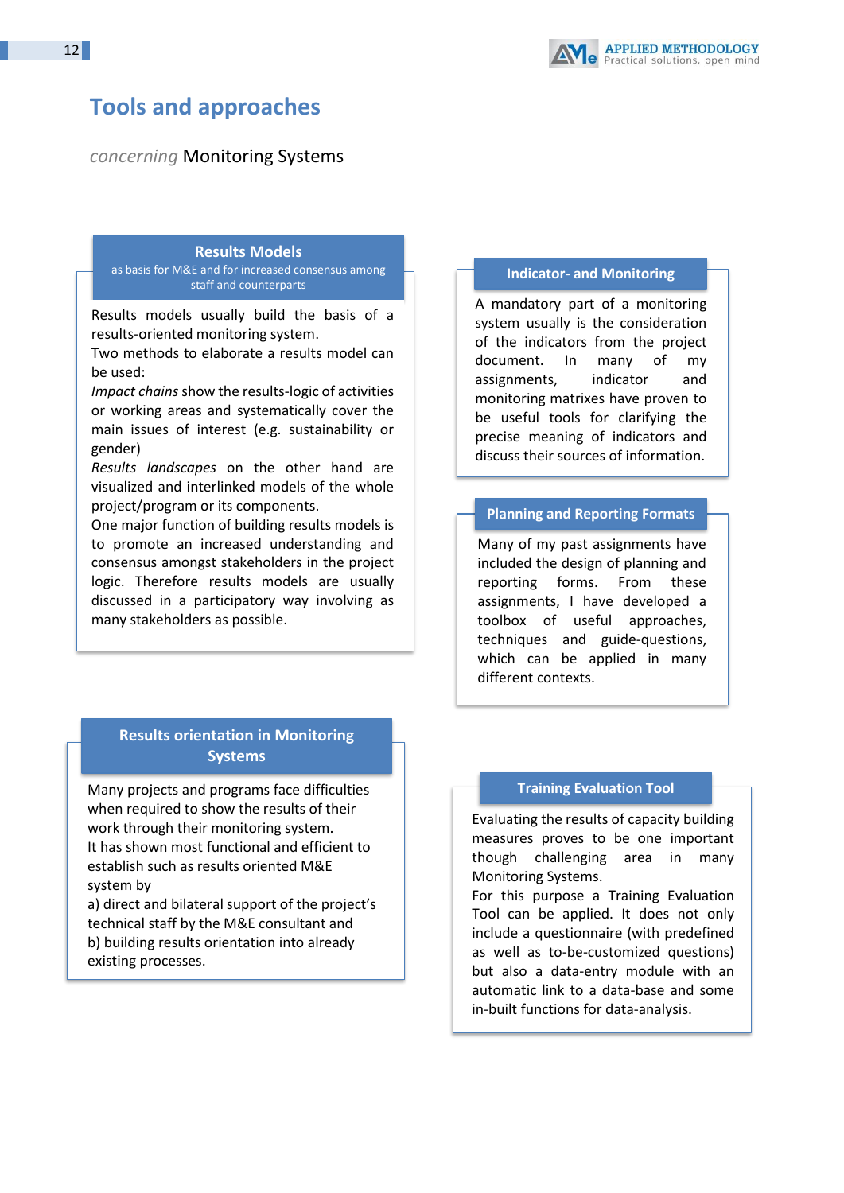# Tools and approaches

*concerning* Monitoring Systems

## Results Models

as basis for M&E and for increased consensus among staff and counterparts

Results models usually build the basis of a results-oriented monitoring system.
Two methods to elaborate a results model can be used:
*Impact chains* show the results-logic of activities or working areas and systematically cover the main issues of interest (e.g. sustainability or gender)
*Results landscapes* on the other hand are visualized and interlinked models of the whole project/program or its components.
One major function of building results models is to promote an increased understanding and consensus amongst stakeholders in the project logic. Therefore results models are usually discussed in a participatory way involving as many stakeholders as possible.

## Results orientation in Monitoring Systems

Many projects and programs face difficulties when required to show the results of their work through their monitoring system.
It has shown most functional and efficient to establish such as results oriented M&E system by
a) direct and bilateral support of the project's technical staff by the M&E consultant and
b) building results orientation into already existing processes.

## Indicator- and Monitoring

A mandatory part of a monitoring system usually is the consideration of the indicators from the project document. In many of my assignments, indicator and monitoring matrixes have proven to be useful tools for clarifying the precise meaning of indicators and discuss their sources of information.

## Planning and Reporting Formats

Many of my past assignments have included the design of planning and reporting forms. From these assignments, I have developed a toolbox of useful approaches, techniques and guide-questions, which can be applied in many different contexts.

## Training Evaluation Tool

Evaluating the results of capacity building measures proves to be one important though challenging area in many Monitoring Systems.
For this purpose a Training Evaluation Tool can be applied. It does not only include a questionnaire (with predefined as well as to-be-customized questions) but also a data-entry module with an automatic link to a data-base and some in-built functions for data-analysis.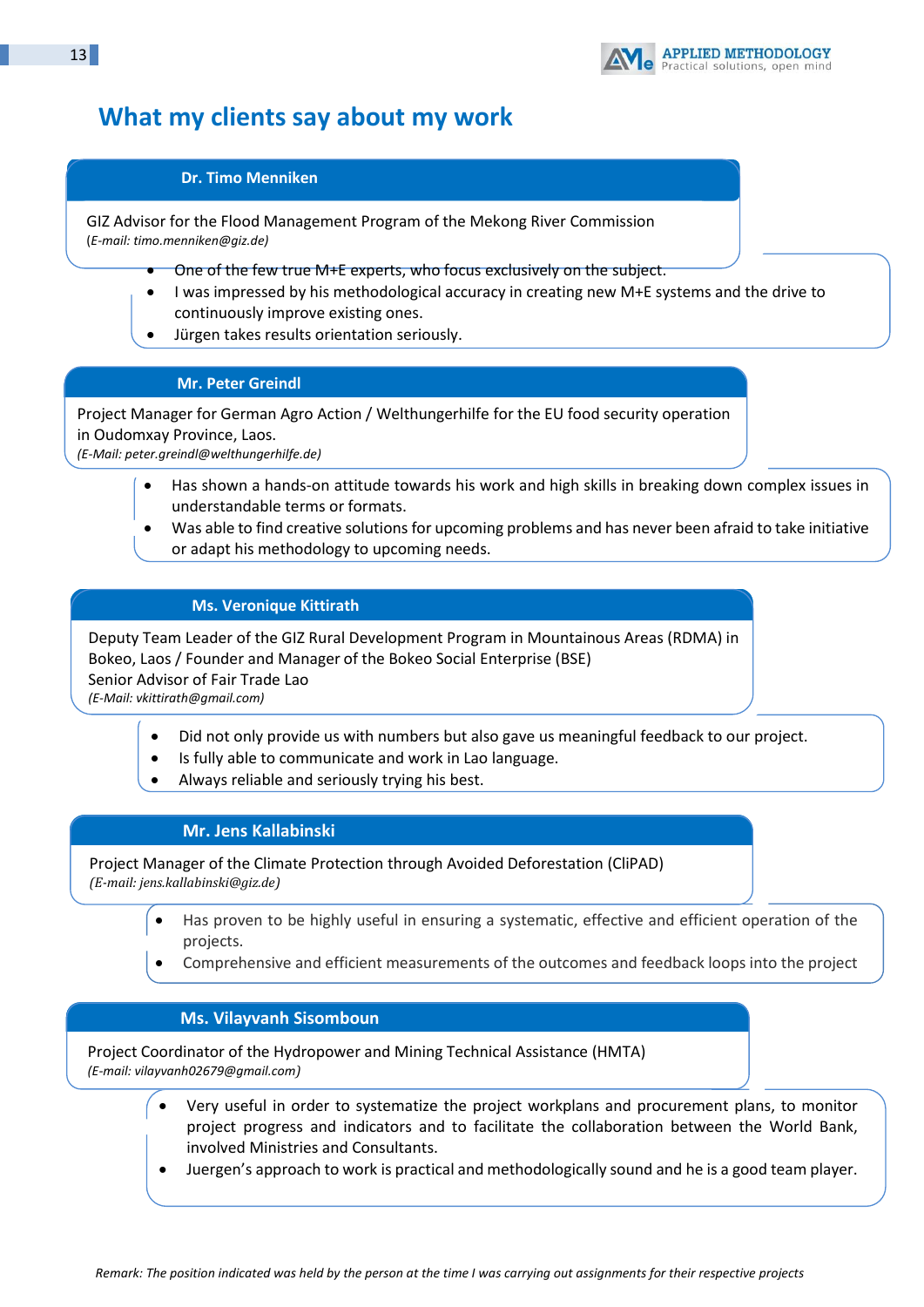# What my clients say about my work

### Dr. Timo Menniken

GIZ Advisor for the Flood Management Program of the Mekong River Commission
(*E-mail: timo.menniken@giz.de*)

- One of the few true M+E experts, who focus exclusively on the subject.
- I was impressed by his methodological accuracy in creating new M+E systems and the drive to continuously improve existing ones.
- Jürgen takes results orientation seriously.

### Mr. Peter Greindl

Project Manager for German Agro Action / Welthungerhilfe for the EU food security operation in Oudomxay Province, Laos.
*(E-Mail: peter.greindl@welthungerhilfe.de)*

- Has shown a hands-on attitude towards his work and high skills in breaking down complex issues in understandable terms or formats.
- Was able to find creative solutions for upcoming problems and has never been afraid to take initiative or adapt his methodology to upcoming needs.

### Ms. Veronique Kittirath

Deputy Team Leader of the GIZ Rural Development Program in Mountainous Areas (RDMA) in Bokeo, Laos / Founder and Manager of the Bokeo Social Enterprise (BSE)
Senior Advisor of Fair Trade Lao
*(E-Mail: vkittirath@gmail.com)*

- Did not only provide us with numbers but also gave us meaningful feedback to our project.
- Is fully able to communicate and work in Lao language.
- Always reliable and seriously trying his best.

### Mr. Jens Kallabinski

Project Manager of the Climate Protection through Avoided Deforestation (CliPAD)
*(E-mail: jens.kallabinski@giz.de)*

- Has proven to be highly useful in ensuring a systematic, effective and efficient operation of the projects.
- Comprehensive and efficient measurements of the outcomes and feedback loops into the project

### Ms. Vilayvanh Sisomboun

Project Coordinator of the Hydropower and Mining Technical Assistance (HMTA)
*(E-mail: vilayvanh02679@gmail.com)*

- Very useful in order to systematize the project workplans and procurement plans, to monitor project progress and indicators and to facilitate the collaboration between the World Bank, involved Ministries and Consultants.
- Juergen's approach to work is practical and methodologically sound and he is a good team player.

*Remark: The position indicated was held by the person at the time I was carrying out assignments for their respective projects*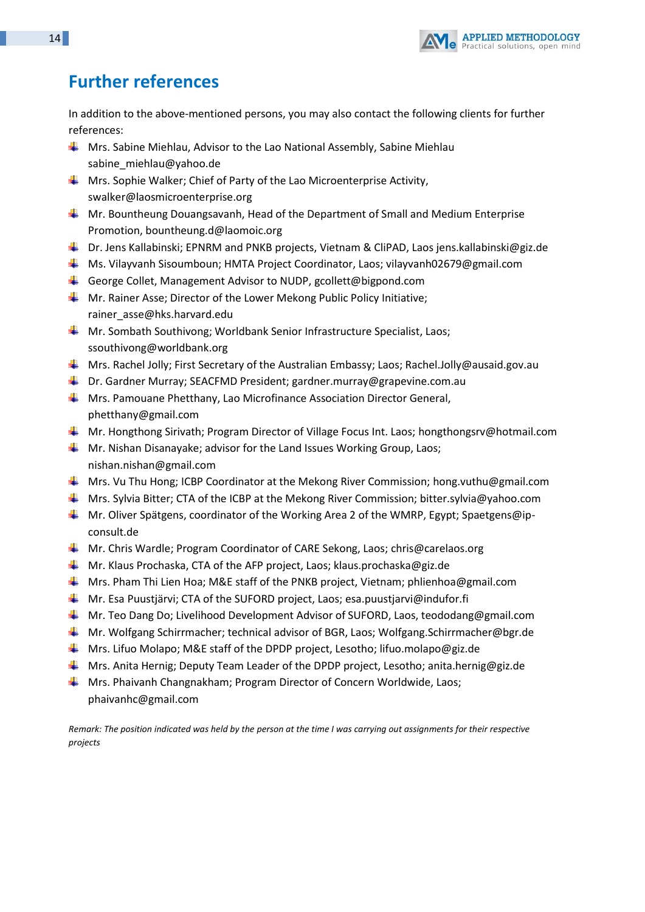## Further references

In addition to the above-mentioned persons, you may also contact the following clients for further references:

- Mrs. Sabine Miehlau, Advisor to the Lao National Assembly, Sabine Miehlau sabine_miehlau@yahoo.de
- Mrs. Sophie Walker; Chief of Party of the Lao Microenterprise Activity, swalker@laosmicroenterprise.org
- Mr. Bountheung Douangsavanh, Head of the Department of Small and Medium Enterprise Promotion, bountheung.d@laomoic.org
- Dr. Jens Kallabinski; EPNRM and PNKB projects, Vietnam & CliPAD, Laos jens.kallabinski@giz.de
- Ms. Vilayvanh Sisoumboun; HMTA Project Coordinator, Laos; vilayvanh02679@gmail.com
- George Collet, Management Advisor to NUDP, gcollett@bigpond.com
- Mr. Rainer Asse; Director of the Lower Mekong Public Policy Initiative; rainer_asse@hks.harvard.edu
- Mr. Sombath Southivong; Worldbank Senior Infrastructure Specialist, Laos; ssouthivong@worldbank.org
- Mrs. Rachel Jolly; First Secretary of the Australian Embassy; Laos; Rachel.Jolly@ausaid.gov.au
- Dr. Gardner Murray; SEACFMD President; gardner.murray@grapevine.com.au
- Mrs. Pamouane Phetthany, Lao Microfinance Association Director General, phetthany@gmail.com
- Mr. Hongthong Sirivath; Program Director of Village Focus Int. Laos; hongthongsrv@hotmail.com
- Mr. Nishan Disanayake; advisor for the Land Issues Working Group, Laos; nishan.nishan@gmail.com
- Mrs. Vu Thu Hong; ICBP Coordinator at the Mekong River Commission; hong.vuthu@gmail.com
- Mrs. Sylvia Bitter; CTA of the ICBP at the Mekong River Commission; bitter.sylvia@yahoo.com
- Mr. Oliver Spätgens, coordinator of the Working Area 2 of the WMRP, Egypt; Spaetgens@ip-consult.de
- Mr. Chris Wardle; Program Coordinator of CARE Sekong, Laos; chris@carelaos.org
- Mr. Klaus Prochaska, CTA of the AFP project, Laos; klaus.prochaska@giz.de
- Mrs. Pham Thi Lien Hoa; M&E staff of the PNKB project, Vietnam; phlienhoa@gmail.com
- Mr. Esa Puustjärvi; CTA of the SUFORD project, Laos; esa.puustjarvi@indufor.fi
- Mr. Teo Dang Do; Livelihood Development Advisor of SUFORD, Laos, teododang@gmail.com
- Mr. Wolfgang Schirrmacher; technical advisor of BGR, Laos; Wolfgang.Schirrmacher@bgr.de
- Mrs. Lifuo Molapo; M&E staff of the DPDP project, Lesotho; lifuo.molapo@giz.de
- Mrs. Anita Hernig; Deputy Team Leader of the DPDP project, Lesotho; anita.hernig@giz.de
- Mrs. Phaivanh Changnakham; Program Director of Concern Worldwide, Laos; phaivanhc@gmail.com

*Remark: The position indicated was held by the person at the time I was carrying out assignments for their respective projects*